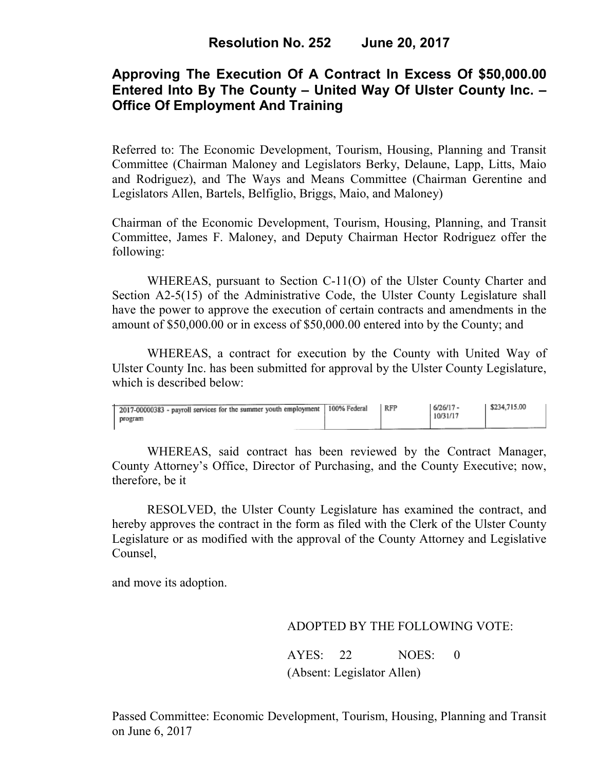# Resolution No. 252 June 20, 2017

## Approving The Execution Of A Contract In Excess Of $50,000.00 Entered Into By The County – United Way Of Ulster County Inc. – Office Of Employment And Training

Referred to: The Economic Development, Tourism, Housing, Planning and Transit Committee (Chairman Maloney and Legislators Berky, Delaune, Lapp, Litts, Maio and Rodriguez), and The Ways and Means Committee (Chairman Gerentine and Legislators Allen, Bartels, Belfiglio, Briggs, Maio, and Maloney)

Chairman of the Economic Development, Tourism, Housing, Planning, and Transit Committee, James F. Maloney, and Deputy Chairman Hector Rodriguez offer the following:

WHEREAS, pursuant to Section C-11(O) of the Ulster County Charter and Section A2-5(15) of the Administrative Code, the Ulster County Legislature shall have the power to approve the execution of certain contracts and amendments in the amount of $50,000.00 or in excess of $50,000.00 entered into by the County; and

WHEREAS, a contract for execution by the County with United Way of Ulster County Inc. has been submitted for approval by the Ulster County Legislature, which is described below:

| | | | | |
|---|---|---|---|---|
| 2017-00000383 - payroll services for the summer youth employment program | 100% Federal | RFP | 6/26/17 - 10/31/17 | $234,715.00 |

WHEREAS, said contract has been reviewed by the Contract Manager, County Attorney's Office, Director of Purchasing, and the County Executive; now, therefore, be it

RESOLVED, the Ulster County Legislature has examined the contract, and hereby approves the contract in the form as filed with the Clerk of the Ulster County Legislature or as modified with the approval of the County Attorney and Legislative Counsel,

and move its adoption.

ADOPTED BY THE FOLLOWING VOTE:

AYES: 22 NOES: 0
(Absent: Legislator Allen)

Passed Committee: Economic Development, Tourism, Housing, Planning and Transit on June 6, 2017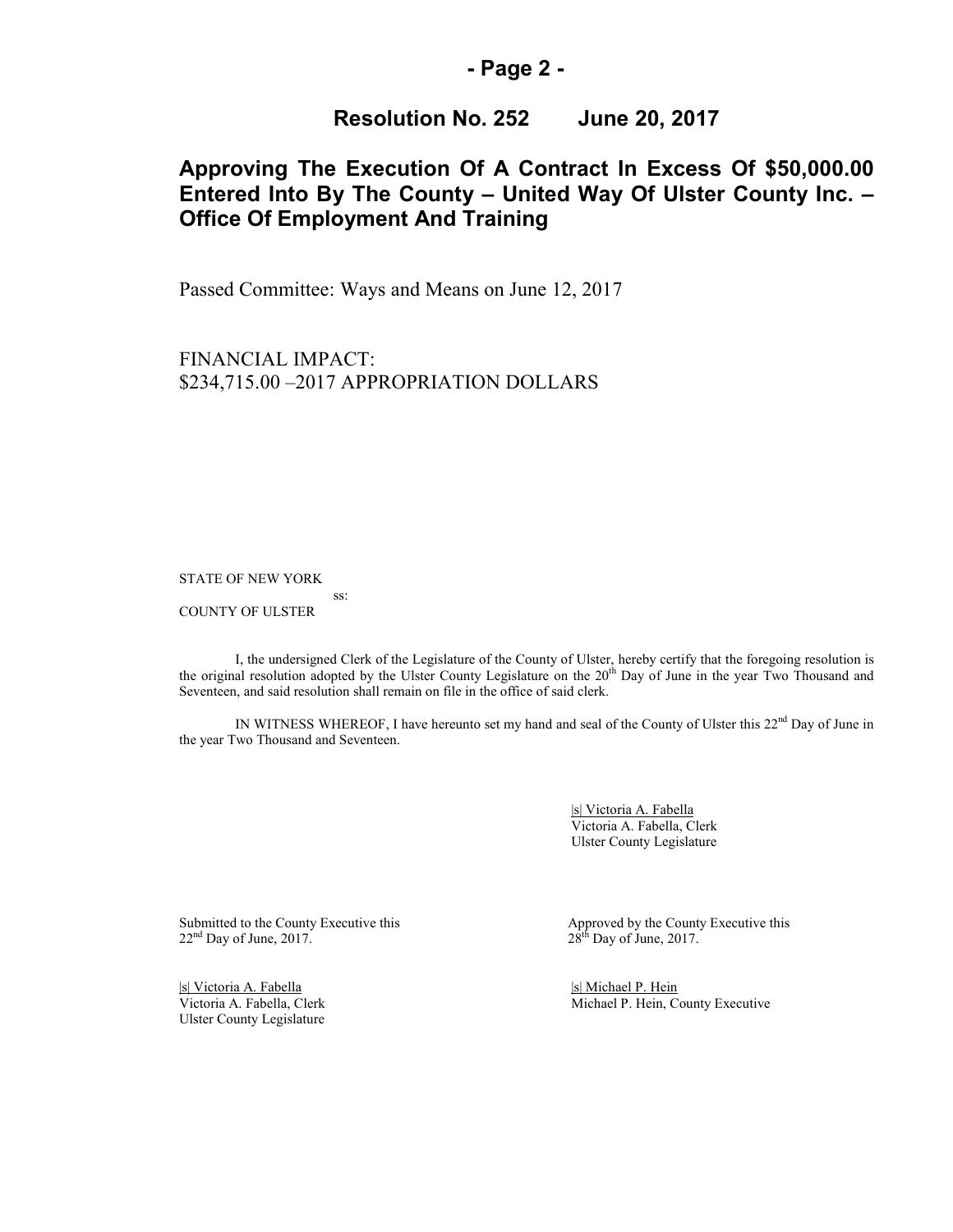## Resolution No. 252 June 20, 2017

## Approving The Execution Of A Contract In Excess Of $50,000.00 Entered Into By The County – United Way Of Ulster County Inc. – Office Of Employment And Training

Passed Committee: Ways and Means on June 12, 2017

FINANCIAL IMPACT:
$234,715.00 –2017 APPROPRIATION DOLLARS

STATE OF NEW YORK
ss:
COUNTY OF ULSTER

I, the undersigned Clerk of the Legislature of the County of Ulster, hereby certify that the foregoing resolution is the original resolution adopted by the Ulster County Legislature on the 20th Day of June in the year Two Thousand and Seventeen, and said resolution shall remain on file in the office of said clerk.

IN WITNESS WHEREOF, I have hereunto set my hand and seal of the County of Ulster this 22nd Day of June in the year Two Thousand and Seventeen.

|s| Victoria A. Fabella
Victoria A. Fabella, Clerk
Ulster County Legislature

Submitted to the County Executive this 22nd Day of June, 2017.

|s| Victoria A. Fabella
Victoria A. Fabella, Clerk
Ulster County Legislature

Approved by the County Executive this 28th Day of June, 2017.

|s| Michael P. Hein
Michael P. Hein, County Executive